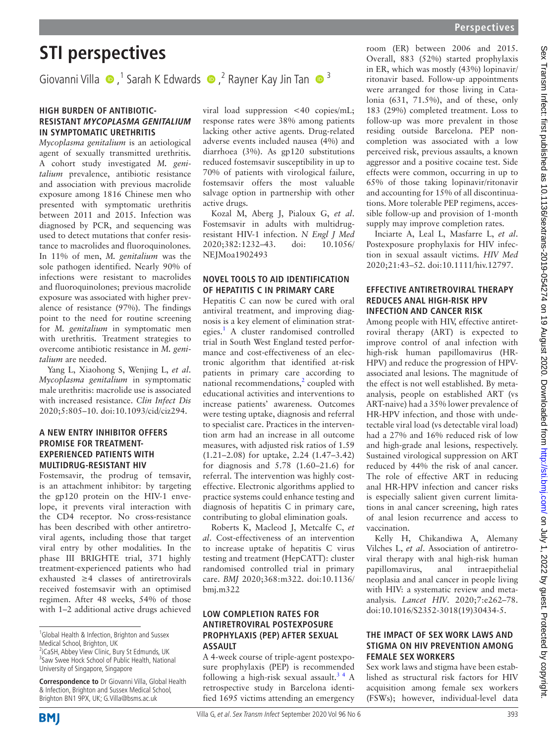# STI perspectives

Giovanni Villa,[1] Sarah K Edwards,[2] Rayner Kay Jin Tan[3]

## HIGH BURDEN OF ANTIBIOTIC-RESISTANT *MYCOPLASMA GENITALIUM* IN SYMPTOMATIC URETHRITIS

*Mycoplasma genitalium* is an aetiological agent of sexually transmitted urethritis. A cohort study investigated *M. genitalium* prevalence, antibiotic resistance and association with previous macrolide exposure among 1816 Chinese men who presented with symptomatic urethritis between 2011 and 2015. Infection was diagnosed by PCR, and sequencing was used to detect mutations that confer resistance to macrolides and fluoroquinolones. In 11% of men, *M. genitalium* was the sole pathogen identified. Nearly 90% of infections were resistant to macrolides and fluoroquinolones; previous macrolide exposure was associated with higher prevalence of resistance (97%). The findings point to the need for routine screening for *M. genitalium* in symptomatic men with urethritis. Treatment strategies to overcome antibiotic resistance in *M. genitalium* are needed.

Yang L, Xiaohong S, Wenjing L, *et al*. *Mycoplasma genitalium* in symptomatic male urethritis: macrolide use is associated with increased resistance. *Clin Infect Dis* 2020;5:805–10. doi:10.1093/cid/ciz294.

## A NEW ENTRY INHIBITOR OFFERS PROMISE FOR TREATMENT-EXPERIENCED PATIENTS WITH MULTIDRUG-RESISTANT HIV

Fostemsavir, the prodrug of temsavir, is an attachment inhibitor: by targeting the gp120 protein on the HIV-1 envelope, it prevents viral interaction with the CD4 receptor. No cross-resistance has been described with other antiretroviral agents, including those that target viral entry by other modalities. In the phase III BRIGHTE trial, 371 highly treatment-experienced patients who had exhausted ≥4 classes of antiretrovirals received fostemsavir with an optimised regimen. After 48 weeks, 54% of those with 1–2 additional active drugs achieved viral load suppression <40 copies/mL; response rates were 38% among patients lacking other active agents. Drug-related adverse events included nausea (4%) and diarrhoea (3%). As gp120 substitutions reduced fostemsavir susceptibility in up to 70% of patients with virological failure, fostemsavir offers the most valuable salvage option in partnership with other active drugs.

Kozal M, Aberg J, Pialoux G, *et al*. Fostemsavir in adults with multidrug-resistant HIV-1 infection. *N Engl J Med* 2020;382:1232–43. doi: 10.1056/NEJMoa1902493

## NOVEL TOOLS TO AID IDENTIFICATION OF HEPATITIS C IN PRIMARY CARE

Hepatitis C can now be cured with oral antiviral treatment, and improving diagnosis is a key element of elimination strategies.[1] A cluster randomised controlled trial in South West England tested performance and cost-effectiveness of an electronic algorithm that identified at-risk patients in primary care according to national recommendations,[2] coupled with educational activities and interventions to increase patients' awareness. Outcomes were testing uptake, diagnosis and referral to specialist care. Practices in the intervention arm had an increase in all outcome measures, with adjusted risk ratios of 1.59 (1.21–2.08) for uptake, 2.24 (1.47–3.42) for diagnosis and 5.78 (1.60–21.6) for referral. The intervention was highly cost-effective. Electronic algorithms applied to practice systems could enhance testing and diagnosis of hepatitis C in primary care, contributing to global elimination goals.

Roberts K, Macleod J, Metcalfe C, *et al*. Cost-effectiveness of an intervention to increase uptake of hepatitis C virus testing and treatment (HepCATT): cluster randomised controlled trial in primary care. *BMJ* 2020;368:m322. doi:10.1136/bmj.m322

## LOW COMPLETION RATES FOR ANTIRETROVIRAL POSTEXPOSURE PROPHYLAXIS (PEP) AFTER SEXUAL ASSAULT

A 4-week course of triple-agent postexposure prophylaxis (PEP) is recommended following a high-risk sexual assault.[3,4] A retrospective study in Barcelona identified 1695 victims attending an emergency room (ER) between 2006 and 2015. Overall, 883 (52%) started prophylaxis in ER, which was mostly (43%) lopinavir/ritonavir based. Follow-up appointments were arranged for those living in Catalonia (631, 71.5%), and of these, only 183 (29%) completed treatment. Loss to follow-up was more prevalent in those residing outside Barcelona. PEP non-completion was associated with a low perceived risk, previous assaults, a known aggressor and a positive cocaine test. Side effects were common, occurring in up to 65% of those taking lopinavir/ritonavir and accounting for 15% of all discontinuations. More tolerable PEP regimens, accessible follow-up and provision of 1-month supply may improve completion rates.

Inciarte A, Leal L, Masfarre L, *et al*. Postexposure prophylaxis for HIV infection in sexual assault victims. *HIV Med* 2020;21:43–52. doi:10.1111/hiv.12797.

## EFFECTIVE ANTIRETROVIRAL THERAPY REDUCES ANAL HIGH-RISK HPV INFECTION AND CANCER RISK

Among people with HIV, effective antiretroviral therapy (ART) is expected to improve control of anal infection with high-risk human papillomavirus (HR-HPV) and reduce the progression of HPV-associated anal lesions. The magnitude of the effect is not well established. By meta-analysis, people on established ART (vs ART-naive) had a 35% lower prevalence of HR-HPV infection, and those with undetectable viral load (vs detectable viral load) had a 27% and 16% reduced risk of low and high-grade anal lesions, respectively. Sustained virological suppression on ART reduced by 44% the risk of anal cancer. The role of effective ART in reducing anal HR-HPV infection and cancer risks is especially salient given current limitations in anal cancer screening, high rates of anal lesion recurrence and access to vaccination.

Kelly H, Chikandiwa A, Alemany Vilches L, *et al*. Association of antiretroviral therapy with anal high-risk human papillomavirus, anal intraepithelial neoplasia and anal cancer in people living with HIV: a systematic review and meta-analysis. *Lancet HIV*. 2020;7:e262–78. doi:10.1016/S2352-3018(19)30434-5.

## THE IMPACT OF SEX WORK LAWS AND STIGMA ON HIV PREVENTION AMONG FEMALE SEX WORKERS

Sex work laws and stigma have been established as structural risk factors for HIV acquisition among female sex workers (FSWs); however, individual-level data

---

[1] Global Health & Infection, Brighton and Sussex Medical School, Brighton, UK
[2] iCaSH, Abbey View Clinic, Bury St Edmunds, UK
[3] Saw Swee Hock School of Public Health, National University of Singapore, Singapore

**Correspondence to** Dr Giovanni Villa, Global Health & Infection, Brighton and Sussex Medical School, Brighton BN1 9PX, UK; G.Villa@bsms.ac.uk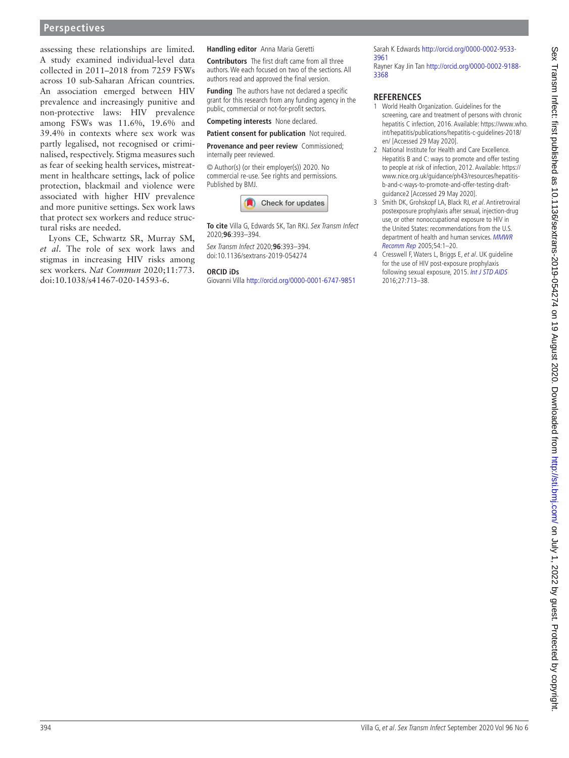assessing these relationships are limited. A study examined individual-level data collected in 2011–2018 from 7259 FSWs across 10 sub-Saharan African countries. An association emerged between HIV prevalence and increasingly punitive and non-protective laws: HIV prevalence among FSWs was 11.6%, 19.6% and 39.4% in contexts where sex work was partly legalised, not recognised or criminalised, respectively. Stigma measures such as fear of seeking health services, mistreatment in healthcare settings, lack of police protection, blackmail and violence were associated with higher HIV prevalence and more punitive settings. Sex work laws that protect sex workers and reduce structural risks are needed.

Lyons CE, Schwartz SR, Murray SM, *et al*. The role of sex work laws and stigmas in increasing HIV risks among sex workers. *Nat Commun* 2020;11:773. doi:10.1038/s41467-020-14593-6.

**Handling editor** Anna Maria Geretti

**Contributors** The first draft came from all three authors. We each focused on two of the sections. All authors read and approved the final version.

**Funding** The authors have not declared a specific grant for this research from any funding agency in the public, commercial or not-for-profit sectors.

**Competing interests** None declared.

**Patient consent for publication** Not required.

**Provenance and peer review** Commissioned; internally peer reviewed.

© Author(s) (or their employer(s)) 2020. No commercial re-use. See rights and permissions. Published by BMJ.

**To cite** Villa G, Edwards SK, Tan RKJ. *Sex Transm Infect* 2020;**96**:393–394.

*Sex Transm Infect* 2020;**96**:393–394.
doi:10.1136/sextrans-2019-054274

**ORCID iDs**

Giovanni Villa http://orcid.org/0000-0001-6747-9851

Sarah K Edwards http://orcid.org/0000-0002-9533-3961

Rayner Kay Jin Tan http://orcid.org/0000-0002-9188-3368

## REFERENCES

1. World Health Organization. Guidelines for the screening, care and treatment of persons with chronic hepatitis C infection, 2016. Available: https://www.who.int/hepatitis/publications/hepatitis-c-guidelines-2018/en/ [Accessed 29 May 2020].
2. National Institute for Health and Care Excellence. Hepatitis B and C: ways to promote and offer testing to people at risk of infection, 2012. Available: https://www.nice.org.uk/guidance/ph43/resources/hepatitis-b-and-c-ways-to-promote-and-offer-testing-draft-guidance2 [Accessed 29 May 2020].
3. Smith DK, Grohskopf LA, Black RJ, *et al*. Antiretroviral postexposure prophylaxis after sexual, injection-drug use, or other nonoccupational exposure to HIV in the United States: recommendations from the U.S. department of health and human services. *MMWR Recomm Rep* 2005;54:1–20.
4. Cresswell F, Waters L, Briggs E, *et al*. UK guideline for the use of HIV post-exposure prophylaxis following sexual exposure, 2015. *Int J STD AIDS* 2016;27:713–38.